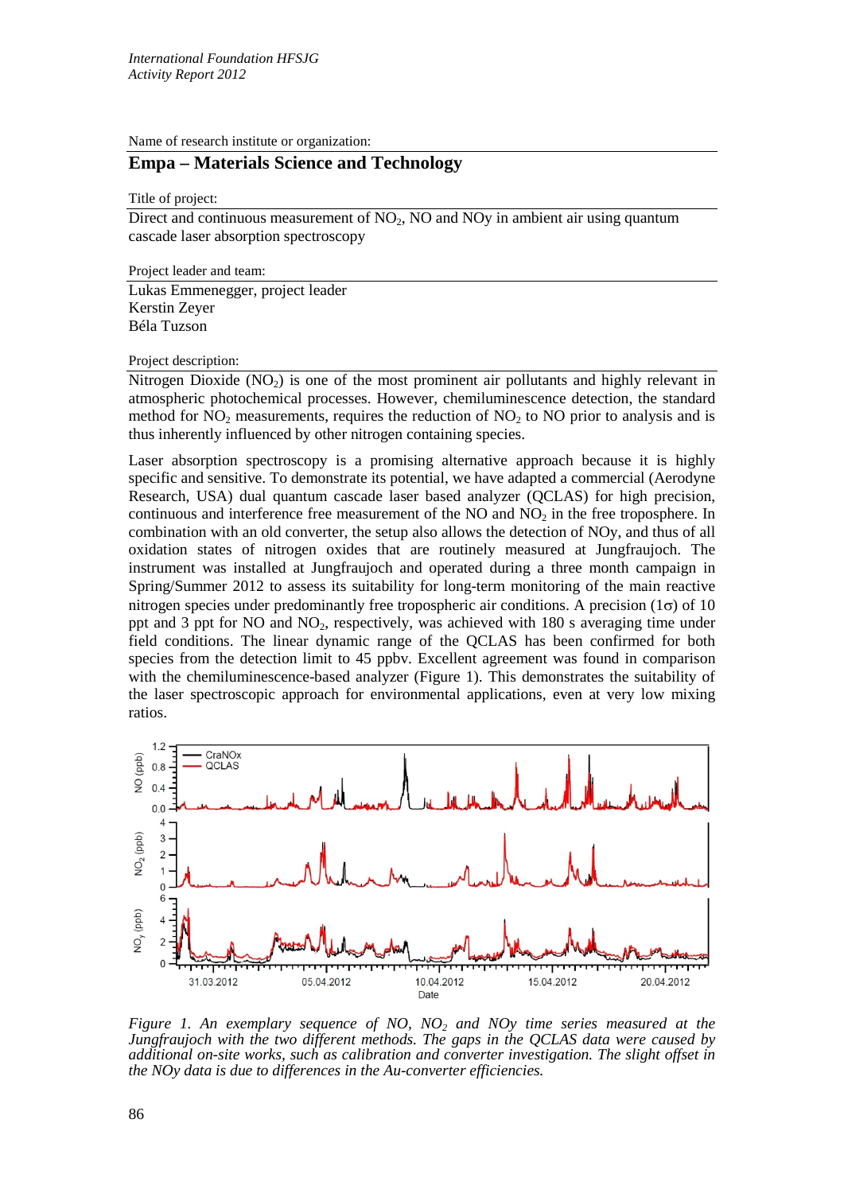*International Foundation HFSJG*
*Activity Report 2012*

Name of research institute or organization:

## Empa – Materials Science and Technology

Title of project:

Direct and continuous measurement of $NO_2$, NO and NOy in ambient air using quantum cascade laser absorption spectroscopy

Project leader and team:

Lukas Emmenegger, project leader
Kerstin Zeyer
Béla Tuzson

Project description:

Nitrogen Dioxide ($NO_2$) is one of the most prominent air pollutants and highly relevant in atmospheric photochemical processes. However, chemiluminescence detection, the standard method for $NO_2$ measurements, requires the reduction of $NO_2$ to NO prior to analysis and is thus inherently influenced by other nitrogen containing species.

Laser absorption spectroscopy is a promising alternative approach because it is highly specific and sensitive. To demonstrate its potential, we have adapted a commercial (Aerodyne Research, USA) dual quantum cascade laser based analyzer (QCLAS) for high precision, continuous and interference free measurement of the NO and $NO_2$ in the free troposphere. In combination with an old converter, the setup also allows the detection of NOy, and thus of all oxidation states of nitrogen oxides that are routinely measured at Jungfraujoch. The instrument was installed at Jungfraujoch and operated during a three month campaign in Spring/Summer 2012 to assess its suitability for long-term monitoring of the main reactive nitrogen species under predominantly free tropospheric air conditions. A precision ($1\sigma$) of 10 ppt and 3 ppt for NO and $NO_2$, respectively, was achieved with 180 s averaging time under field conditions. The linear dynamic range of the QCLAS has been confirmed for both species from the detection limit to 45 ppbv. Excellent agreement was found in comparison with the chemiluminescence-based analyzer (Figure 1). This demonstrates the suitability of the laser spectroscopic approach for environmental applications, even at very low mixing ratios.

*Figure 1. An exemplary sequence of NO, $NO_2$ and NOy time series measured at the Jungfraujoch with the two different methods. The gaps in the QCLAS data were caused by additional on-site works, such as calibration and converter investigation. The slight offset in the NOy data is due to differences in the Au-converter efficiencies.*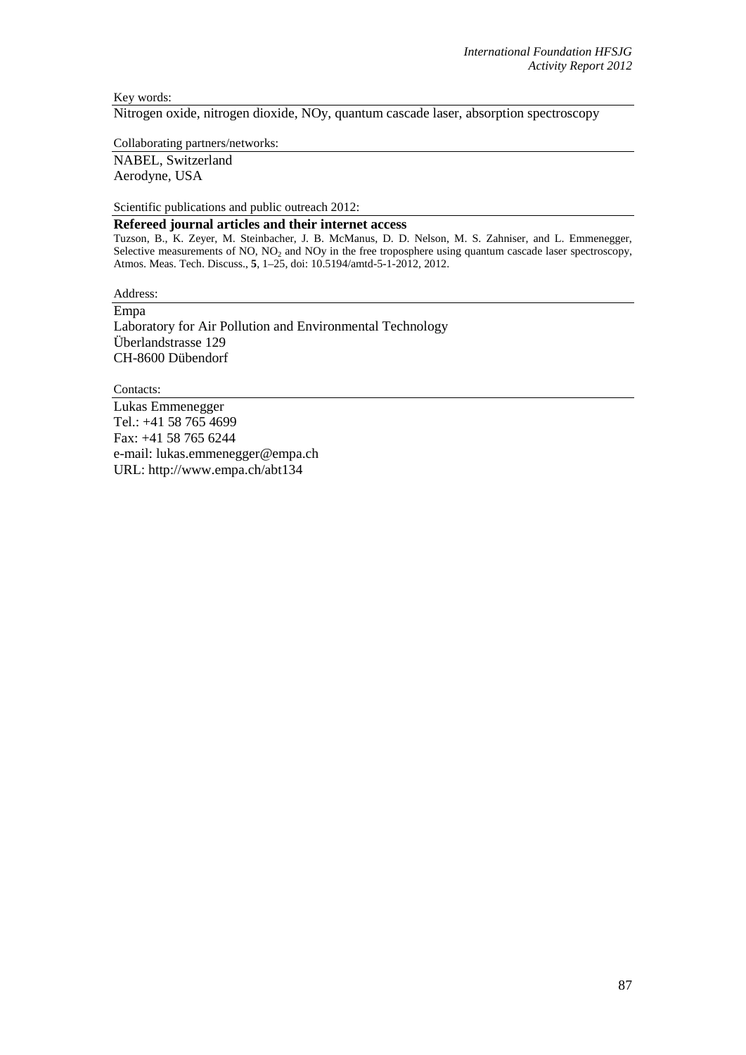Key words:

Nitrogen oxide, nitrogen dioxide, NOy, quantum cascade laser, absorption spectroscopy

Collaborating partners/networks:

NABEL, Switzerland
Aerodyne, USA

Scientific publications and public outreach 2012:

**Refereed journal articles and their internet access**

Tuzson, B., K. Zeyer, M. Steinbacher, J. B. McManus, D. D. Nelson, M. S. Zahniser, and L. Emmenegger, Selective measurements of NO, $NO_2$ and NOy in the free troposphere using quantum cascade laser spectroscopy, Atmos. Meas. Tech. Discuss., **5**, 1–25, doi: 10.5194/amtd-5-1-2012, 2012.

Address:

Empa
Laboratory for Air Pollution and Environmental Technology
Überlandstrasse 129
CH-8600 Dübendorf

Contacts:

Lukas Emmenegger
Tel.: +41 58 765 4699
Fax: +41 58 765 6244
e-mail: lukas.emmenegger@empa.ch
URL: http://www.empa.ch/abt134